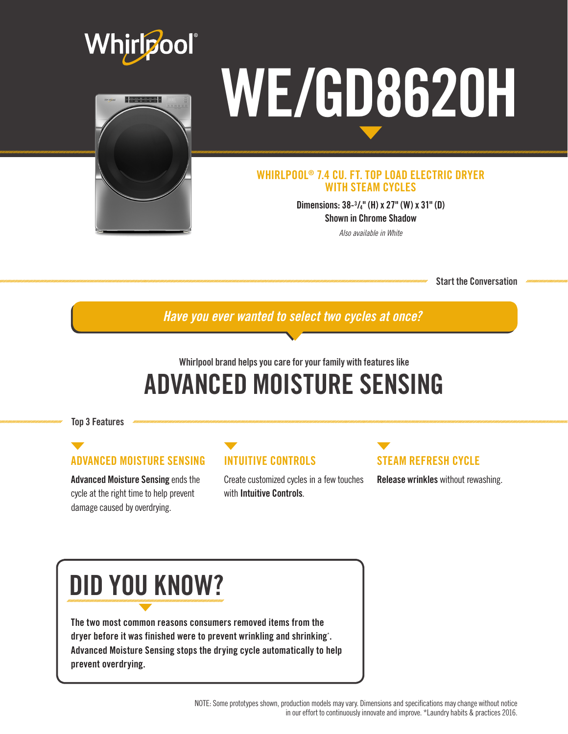Whirlpool®

# WE/GD8620H

## WHIRLPOOL® 7.4 CU. FT. TOP LOAD ELECTRIC DRYER WITH STEAM CYCLES

**Dimensions: 38-3/4" (H) x 27" (W) x 31" (D)**

**Shown in Chrome Shadow**

*Also available in White*

**Start the Conversation**

***Have you ever wanted to select two cycles at once?***

Whirlpool brand helps you care for your family with features like

# ADVANCED MOISTURE SENSING

**Top 3 Features**

### ADVANCED MOISTURE SENSING

**Advanced Moisture Sensing** ends the cycle at the right time to help prevent damage caused by overdrying.

### INTUITIVE CONTROLS

Create customized cycles in a few touches with **Intuitive Controls**.

### STEAM REFRESH CYCLE

**Release wrinkles** without rewashing.

## DID YOU KNOW?

**The two most common reasons consumers removed items from the dryer before it was finished were to prevent wrinkling and shrinking*. Advanced Moisture Sensing stops the drying cycle automatically to help prevent overdrying.**

NOTE: Some prototypes shown, production models may vary. Dimensions and specifications may change without notice in our effort to continuously innovate and improve. *Laundry habits & practices 2016.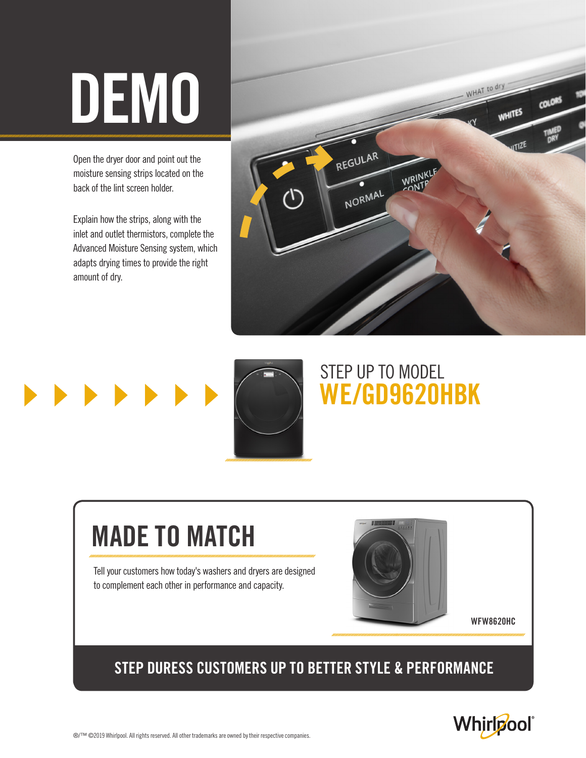# DEMO

Open the dryer door and point out the moisture sensing strips located on the back of the lint screen holder.

Explain how the strips, along with the inlet and outlet thermistors, complete the Advanced Moisture Sensing system, which adapts drying times to provide the right amount of dry.

STEP UP TO MODEL

**WE/GD9620HBK**

## MADE TO MATCH

Tell your customers how today's washers and dryers are designed to complement each other in performance and capacity.

WFW8620HC

**STEP DURESS CUSTOMERS UP TO BETTER STYLE & PERFORMANCE**

®/™ ©2019 Whirlpool. All rights reserved. All other trademarks are owned by their respective companies.